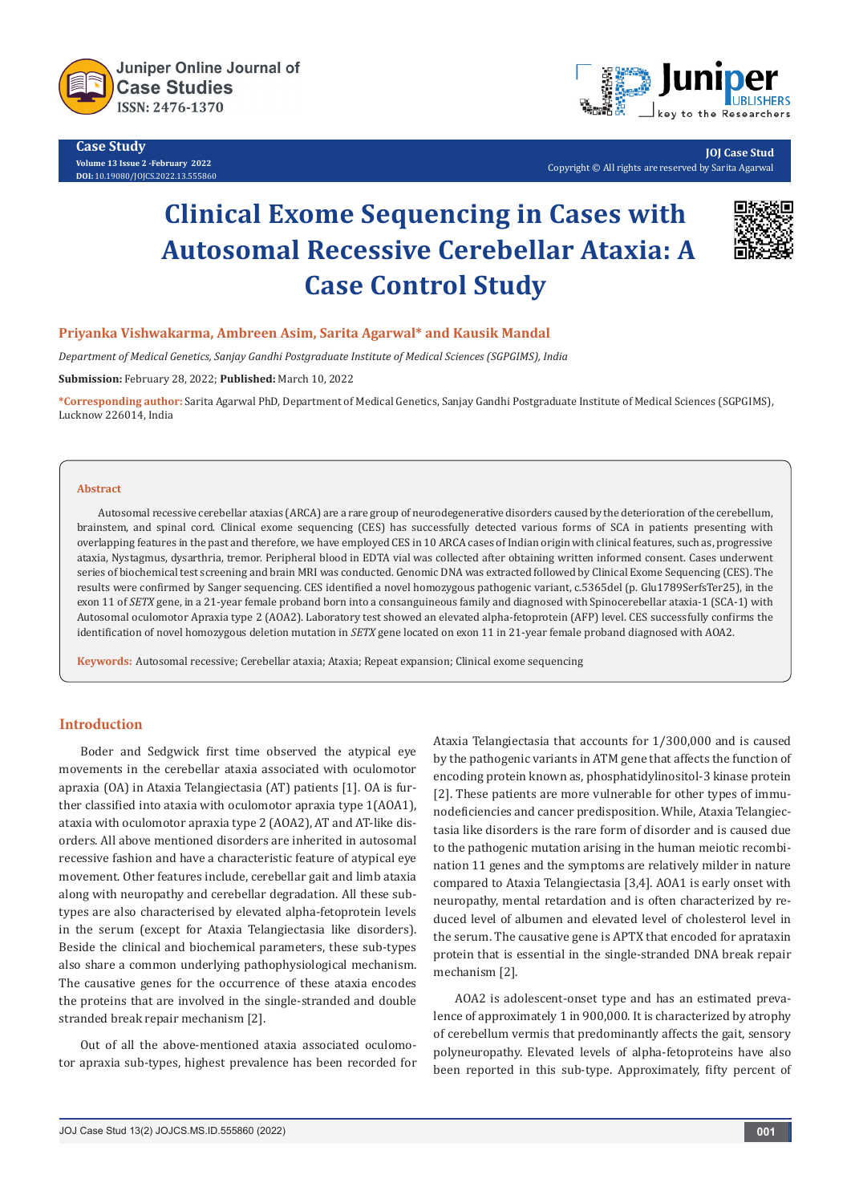Case Study

# Clinical Exome Sequencing in Cases with Autosomal Recessive Cerebellar Ataxia: A Case Control Study

**Priyanka Vishwakarma, Ambreen Asim, Sarita Agarwal* and Kausik Mandal**

*Department of Medical Genetics, Sanjay Gandhi Postgraduate Institute of Medical Sciences (SGPGIMS), India*

**Submission:** February 28, 2022; **Published:** March 10, 2022

***Corresponding author:** Sarita Agarwal PhD, Department of Medical Genetics, Sanjay Gandhi Postgraduate Institute of Medical Sciences (SGPGIMS), Lucknow 226014, India

## Abstract

Autosomal recessive cerebellar ataxias (ARCA) are a rare group of neurodegenerative disorders caused by the deterioration of the cerebellum, brainstem, and spinal cord. Clinical exome sequencing (CES) has successfully detected various forms of SCA in patients presenting with overlapping features in the past and therefore, we have employed CES in 10 ARCA cases of Indian origin with clinical features, such as, progressive ataxia, Nystagmus, dysarthria, tremor. Peripheral blood in EDTA vial was collected after obtaining written informed consent. Cases underwent series of biochemical test screening and brain MRI was conducted. Genomic DNA was extracted followed by Clinical Exome Sequencing (CES). The results were confirmed by Sanger sequencing. CES identified a novel homozygous pathogenic variant, c.5365del (p. Glu1789SerfsTer25), in the exon 11 of *SETX* gene, in a 21-year female proband born into a consanguineous family and diagnosed with Spinocerebellar ataxia-1 (SCA-1) with Autosomal oculomotor Apraxia type 2 (AOA2). Laboratory test showed an elevated alpha-fetoprotein (AFP) level. CES successfully confirms the identification of novel homozygous deletion mutation in *SETX* gene located on exon 11 in 21-year female proband diagnosed with AOA2.

**Keywords:** Autosomal recessive; Cerebellar ataxia; Ataxia; Repeat expansion; Clinical exome sequencing

## Introduction

Boder and Sedgwick first time observed the atypical eye movements in the cerebellar ataxia associated with oculomotor apraxia (OA) in Ataxia Telangiectasia (AT) patients [1]. OA is further classified into ataxia with oculomotor apraxia type 1(AOA1), ataxia with oculomotor apraxia type 2 (AOA2), AT and AT-like disorders. All above mentioned disorders are inherited in autosomal recessive fashion and have a characteristic feature of atypical eye movement. Other features include, cerebellar gait and limb ataxia along with neuropathy and cerebellar degradation. All these subtypes are also characterised by elevated alpha-fetoprotein levels in the serum (except for Ataxia Telangiectasia like disorders). Beside the clinical and biochemical parameters, these sub-types also share a common underlying pathophysiological mechanism. The causative genes for the occurrence of these ataxia encodes the proteins that are involved in the single-stranded and double stranded break repair mechanism [2].

Out of all the above-mentioned ataxia associated oculomotor apraxia sub-types, highest prevalence has been recorded for Ataxia Telangiectasia that accounts for 1/300,000 and is caused by the pathogenic variants in ATM gene that affects the function of encoding protein known as, phosphatidylinositol-3 kinase protein [2]. These patients are more vulnerable for other types of immunodeficiencies and cancer predisposition. While, Ataxia Telangiectasia like disorders is the rare form of disorder and is caused due to the pathogenic mutation arising in the human meiotic recombination 11 genes and the symptoms are relatively milder in nature compared to Ataxia Telangiectasia [3,4]. AOA1 is early onset with neuropathy, mental retardation and is often characterized by reduced level of albumen and elevated level of cholesterol level in the serum. The causative gene is APTX that encoded for aprataxin protein that is essential in the single-stranded DNA break repair mechanism [2].

AOA2 is adolescent-onset type and has an estimated prevalence of approximately 1 in 900,000. It is characterized by atrophy of cerebellum vermis that predominantly affects the gait, sensory polyneuropathy. Elevated levels of alpha-fetoproteins have also been reported in this sub-type. Approximately, fifty percent of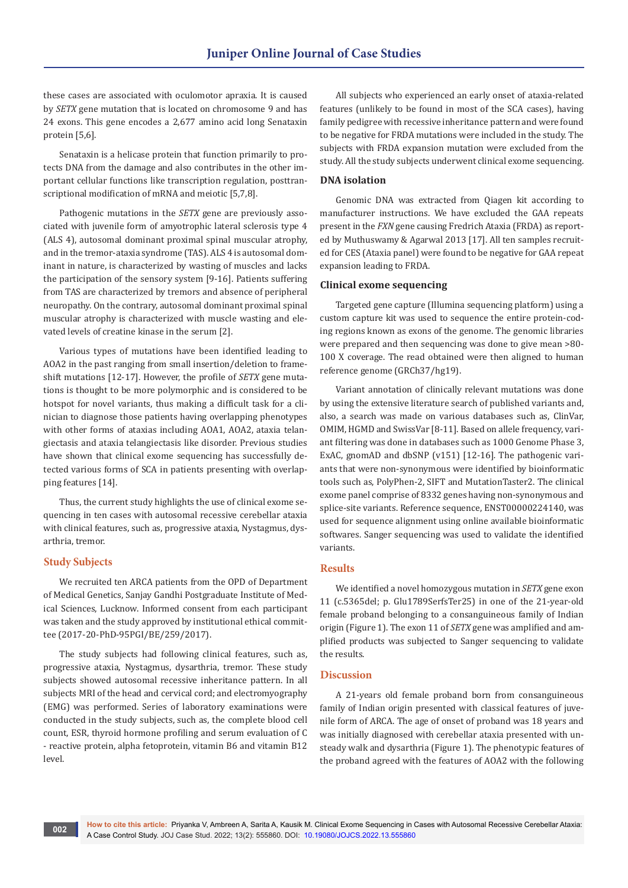these cases are associated with oculomotor apraxia. It is caused by *SETX* gene mutation that is located on chromosome 9 and has 24 exons. This gene encodes a 2,677 amino acid long Senataxin protein [5,6].

Senataxin is a helicase protein that function primarily to protects DNA from the damage and also contributes in the other important cellular functions like transcription regulation, posttranscriptional modification of mRNA and meiotic [5,7,8].

Pathogenic mutations in the *SETX* gene are previously associated with juvenile form of amyotrophic lateral sclerosis type 4 (ALS 4), autosomal dominant proximal spinal muscular atrophy, and in the tremor-ataxia syndrome (TAS). ALS 4 is autosomal dominant in nature, is characterized by wasting of muscles and lacks the participation of the sensory system [9-16]. Patients suffering from TAS are characterized by tremors and absence of peripheral neuropathy. On the contrary, autosomal dominant proximal spinal muscular atrophy is characterized with muscle wasting and elevated levels of creatine kinase in the serum [2].

Various types of mutations have been identified leading to AOA2 in the past ranging from small insertion/deletion to frameshift mutations [12-17]. However, the profile of *SETX* gene mutations is thought to be more polymorphic and is considered to be hotspot for novel variants, thus making a difficult task for a clinician to diagnose those patients having overlapping phenotypes with other forms of ataxias including AOA1, AOA2, ataxia telangiectasis and ataxia telangiectasia like disorder. Previous studies have shown that clinical exome sequencing has successfully detected various forms of SCA in patients presenting with overlapping features [14].

Thus, the current study highlights the use of clinical exome sequencing in ten cases with autosomal recessive cerebellar ataxia with clinical features, such as, progressive ataxia, Nystagmus, dysarthria, tremor.

## Study Subjects

We recruited ten ARCA patients from the OPD of Department of Medical Genetics, Sanjay Gandhi Postgraduate Institute of Medical Sciences, Lucknow. Informed consent from each participant was taken and the study approved by institutional ethical committee (2017-20-PhD-95PGI/BE/259/2017).

The study subjects had following clinical features, such as, progressive ataxia, Nystagmus, dysarthria, tremor. These study subjects showed autosomal recessive inheritance pattern. In all subjects MRI of the head and cervical cord; and electromyography (EMG) was performed. Series of laboratory examinations were conducted in the study subjects, such as, the complete blood cell count, ESR, thyroid hormone profiling and serum evaluation of C - reactive protein, alpha fetoprotein, vitamin B6 and vitamin B12 level.

All subjects who experienced an early onset of ataxia-related features (unlikely to be found in most of the SCA cases), having family pedigree with recessive inheritance pattern and were found to be negative for FRDA mutations were included in the study. The subjects with FRDA expansion mutation were excluded from the study. All the study subjects underwent clinical exome sequencing.

### DNA isolation

Genomic DNA was extracted from Qiagen kit according to manufacturer instructions. We have excluded the GAA repeats present in the *FXN* gene causing Fredrich Ataxia (FRDA) as reported by Muthuswamy & Agarwal 2013 [17]. All ten samples recruited for CES (Ataxia panel) were found to be negative for GAA repeat expansion leading to FRDA.

### Clinical exome sequencing

Targeted gene capture (Illumina sequencing platform) using a custom capture kit was used to sequence the entire protein-coding regions known as exons of the genome. The genomic libraries were prepared and then sequencing was done to give mean >80-100 X coverage. The read obtained were then aligned to human reference genome (GRCh37/hg19).

Variant annotation of clinically relevant mutations was done by using the extensive literature search of published variants and, also, a search was made on various databases such as, ClinVar, OMIM, HGMD and SwissVar [8-11]. Based on allele frequency, variant filtering was done in databases such as 1000 Genome Phase 3, ExAC, gnomAD and dbSNP (v151) [12-16]. The pathogenic variants that were non-synonymous were identified by bioinformatic tools such as, PolyPhen-2, SIFT and MutationTaster2. The clinical exome panel comprise of 8332 genes having non-synonymous and splice-site variants. Reference sequence, ENST00000224140, was used for sequence alignment using online available bioinformatic softwares. Sanger sequencing was used to validate the identified variants.

## Results

We identified a novel homozygous mutation in *SETX* gene exon 11 (c.5365del; p. Glu1789SerfsTer25) in one of the 21-year-old female proband belonging to a consanguineous family of Indian origin (Figure 1). The exon 11 of *SETX* gene was amplified and amplified products was subjected to Sanger sequencing to validate the results.

## Discussion

A 21-years old female proband born from consanguineous family of Indian origin presented with classical features of juvenile form of ARCA. The age of onset of proband was 18 years and was initially diagnosed with cerebellar ataxia presented with unsteady walk and dysarthria (Figure 1). The phenotypic features of the proband agreed with the features of AOA2 with the following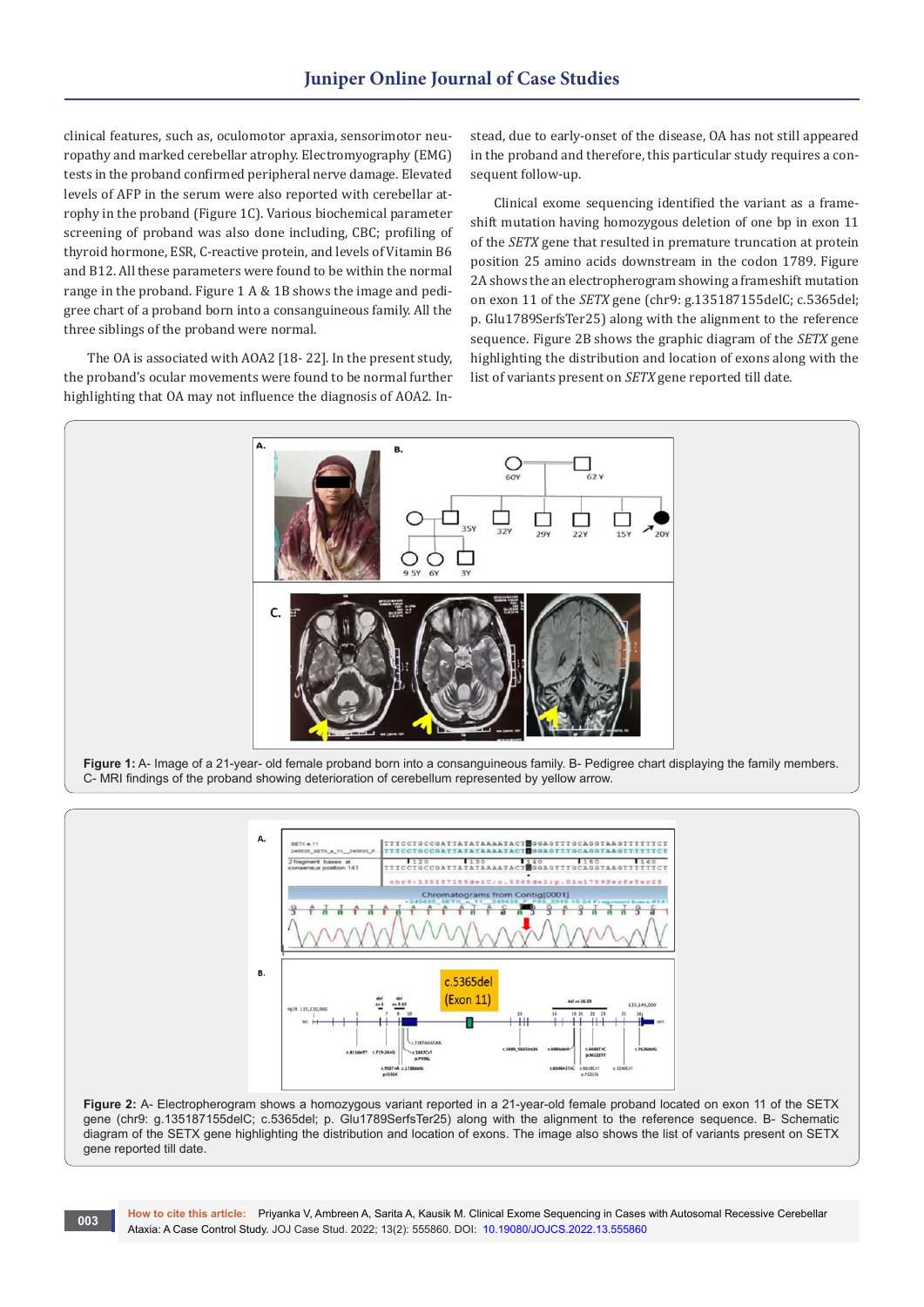clinical features, such as, oculomotor apraxia, sensorimotor neuropathy and marked cerebellar atrophy. Electromyography (EMG) tests in the proband confirmed peripheral nerve damage. Elevated levels of AFP in the serum were also reported with cerebellar atrophy in the proband (Figure 1C). Various biochemical parameter screening of proband was also done including, CBC; profiling of thyroid hormone, ESR, C-reactive protein, and levels of Vitamin B6 and B12. All these parameters were found to be within the normal range in the proband. Figure 1 A & 1B shows the image and pedigree chart of a proband born into a consanguineous family. All the three siblings of the proband were normal.

The OA is associated with AOA2 [18- 22]. In the present study, the proband's ocular movements were found to be normal further highlighting that OA may not influence the diagnosis of AOA2. Instead, due to early-onset of the disease, OA has not still appeared in the proband and therefore, this particular study requires a consequent follow-up.

Clinical exome sequencing identified the variant as a frameshift mutation having homozygous deletion of one bp in exon 11 of the *SETX* gene that resulted in premature truncation at protein position 25 amino acids downstream in the codon 1789. Figure 2A shows the an electropherogram showing a frameshift mutation on exon 11 of the *SETX* gene (chr9: g.135187155delC; c.5365del; p. Glu1789SerfsTer25) along with the alignment to the reference sequence. Figure 2B shows the graphic diagram of the *SETX* gene highlighting the distribution and location of exons along with the list of variants present on *SETX* gene reported till date.

**Figure 1:** A- Image of a 21-year- old female proband born into a consanguineous family. B- Pedigree chart displaying the family members. C- MRI findings of the proband showing deterioration of cerebellum represented by yellow arrow.

**Figure 2:** A- Electropherogram shows a homozygous variant reported in a 21-year-old female proband located on exon 11 of the SETX gene (chr9: g.135187155delC; c.5365del; p. Glu1789SerfsTer25) along with the alignment to the reference sequence. B- Schematic diagram of the SETX gene highlighting the distribution and location of exons. The image also shows the list of variants present on SETX gene reported till date.

**How to cite this article:** Priyanka V, Ambreen A, Sarita A, Kausik M. Clinical Exome Sequencing in Cases with Autosomal Recessive Cerebellar Ataxia: A Case Control Study. JOJ Case Stud. 2022; 13(2): 555860. DOI: 10.19080/JOJCS.2022.13.555860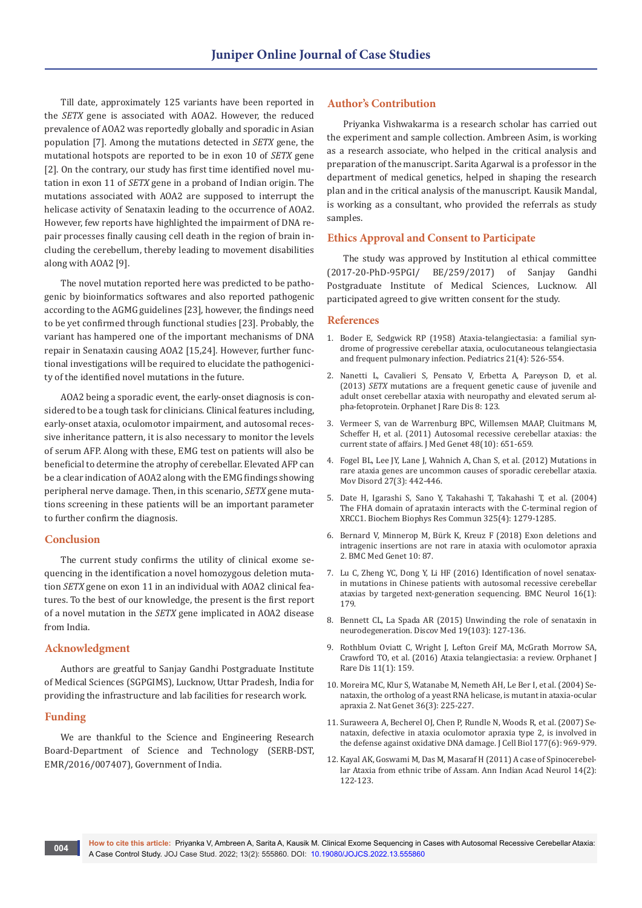Till date, approximately 125 variants have been reported in the *SETX* gene is associated with AOA2. However, the reduced prevalence of AOA2 was reportedly globally and sporadic in Asian population [7]. Among the mutations detected in *SETX* gene, the mutational hotspots are reported to be in exon 10 of *SETX* gene [2]. On the contrary, our study has first time identified novel mutation in exon 11 of *SETX* gene in a proband of Indian origin. The mutations associated with AOA2 are supposed to interrupt the helicase activity of Senataxin leading to the occurrence of AOA2. However, few reports have highlighted the impairment of DNA repair processes finally causing cell death in the region of brain including the cerebellum, thereby leading to movement disabilities along with AOA2 [9].

The novel mutation reported here was predicted to be pathogenic by bioinformatics softwares and also reported pathogenic according to the AGMG guidelines [23], however, the findings need to be yet confirmed through functional studies [23]. Probably, the variant has hampered one of the important mechanisms of DNA repair in Senataxin causing AOA2 [15,24]. However, further functional investigations will be required to elucidate the pathogenicity of the identified novel mutations in the future.

AOA2 being a sporadic event, the early-onset diagnosis is considered to be a tough task for clinicians. Clinical features including, early-onset ataxia, oculomotor impairment, and autosomal recessive inheritance pattern, it is also necessary to monitor the levels of serum AFP. Along with these, EMG test on patients will also be beneficial to determine the atrophy of cerebellar. Elevated AFP can be a clear indication of AOA2 along with the EMG findings showing peripheral nerve damage. Then, in this scenario, *SETX* gene mutations screening in these patients will be an important parameter to further confirm the diagnosis.

## Conclusion

The current study confirms the utility of clinical exome sequencing in the identification a novel homozygous deletion mutation *SETX* gene on exon 11 in an individual with AOA2 clinical features. To the best of our knowledge, the present is the first report of a novel mutation in the *SETX* gene implicated in AOA2 disease from India.

## Acknowledgment

Authors are greatful to Sanjay Gandhi Postgraduate Institute of Medical Sciences (SGPGIMS), Lucknow, Uttar Pradesh, India for providing the infrastructure and lab facilities for research work.

## Funding

We are thankful to the Science and Engineering Research Board-Department of Science and Technology (SERB-DST, EMR/2016/007407), Government of India.

## Author's Contribution

Priyanka Vishwakarma is a research scholar has carried out the experiment and sample collection. Ambreen Asim, is working as a research associate, who helped in the critical analysis and preparation of the manuscript. Sarita Agarwal is a professor in the department of medical genetics, helped in shaping the research plan and in the critical analysis of the manuscript. Kausik Mandal, is working as a consultant, who provided the referrals as study samples.

## Ethics Approval and Consent to Participate

The study was approved by Institution al ethical committee (2017-20-PhD-95PGI/ BE/259/2017) of Sanjay Gandhi Postgraduate Institute of Medical Sciences, Lucknow. All participated agreed to give written consent for the study.

## References

1. Boder E, Sedgwick RP (1958) Ataxia-telangiectasia: a familial syndrome of progressive cerebellar ataxia, oculocutaneous telangiectasia and frequent pulmonary infection. Pediatrics 21(4): 526-554.
2. Nanetti L, Cavalieri S, Pensato V, Erbetta A, Pareyson D, et al. (2013) *SETX* mutations are a frequent genetic cause of juvenile and adult onset cerebellar ataxia with neuropathy and elevated serum alpha-fetoprotein. Orphanet J Rare Dis 8: 123.
3. Vermeer S, van de Warrenburg BPC, Willemsen MAAP, Cluitmans M, Scheffer H, et al. (2011) Autosomal recessive cerebellar ataxias: the current state of affairs. J Med Genet 48(10): 651-659.
4. Fogel BL, Lee JY, Lane J, Wahnich A, Chan S, et al. (2012) Mutations in rare ataxia genes are uncommon causes of sporadic cerebellar ataxia. Mov Disord 27(3): 442-446.
5. Date H, Igarashi S, Sano Y, Takahashi T, Takahashi T, et al. (2004) The FHA domain of aprataxin interacts with the C-terminal region of XRCC1. Biochem Biophys Res Commun 325(4): 1279-1285.
6. Bernard V, Minnerop M, Bürk K, Kreuz F (2018) Exon deletions and intragenic insertions are not rare in ataxia with oculomotor apraxia 2. BMC Med Genet 10: 87.
7. Lu C, Zheng YC, Dong Y, Li HF (2016) Identification of novel senataxin mutations in Chinese patients with autosomal recessive cerebellar ataxias by targeted next-generation sequencing. BMC Neurol 16(1): 179.
8. Bennett CL, La Spada AR (2015) Unwinding the role of senataxin in neurodegeneration. Discov Med 19(103): 127-136.
9. Rothblum Oviatt C, Wright J, Lefton Greif MA, McGrath Morrow SA, Crawford TO, et al. (2016) Ataxia telangiectasia: a review. Orphanet J Rare Dis 11(1): 159.
10. Moreira MC, Klur S, Watanabe M, Nemeth AH, Le Ber I, et al. (2004) Senataxin, the ortholog of a yeast RNA helicase, is mutant in ataxia-ocular apraxia 2. Nat Genet 36(3): 225-227.
11. Suraweera A, Becherel OJ, Chen P, Rundle N, Woods R, et al. (2007) Senataxin, defective in ataxia oculomotor apraxia type 2, is involved in the defense against oxidative DNA damage. J Cell Biol 177(6): 969-979.
12. Kayal AK, Goswami M, Das M, Masaraf H (2011) A case of Spinocerebellar Ataxia from ethnic tribe of Assam. Ann Indian Acad Neurol 14(2): 122-123.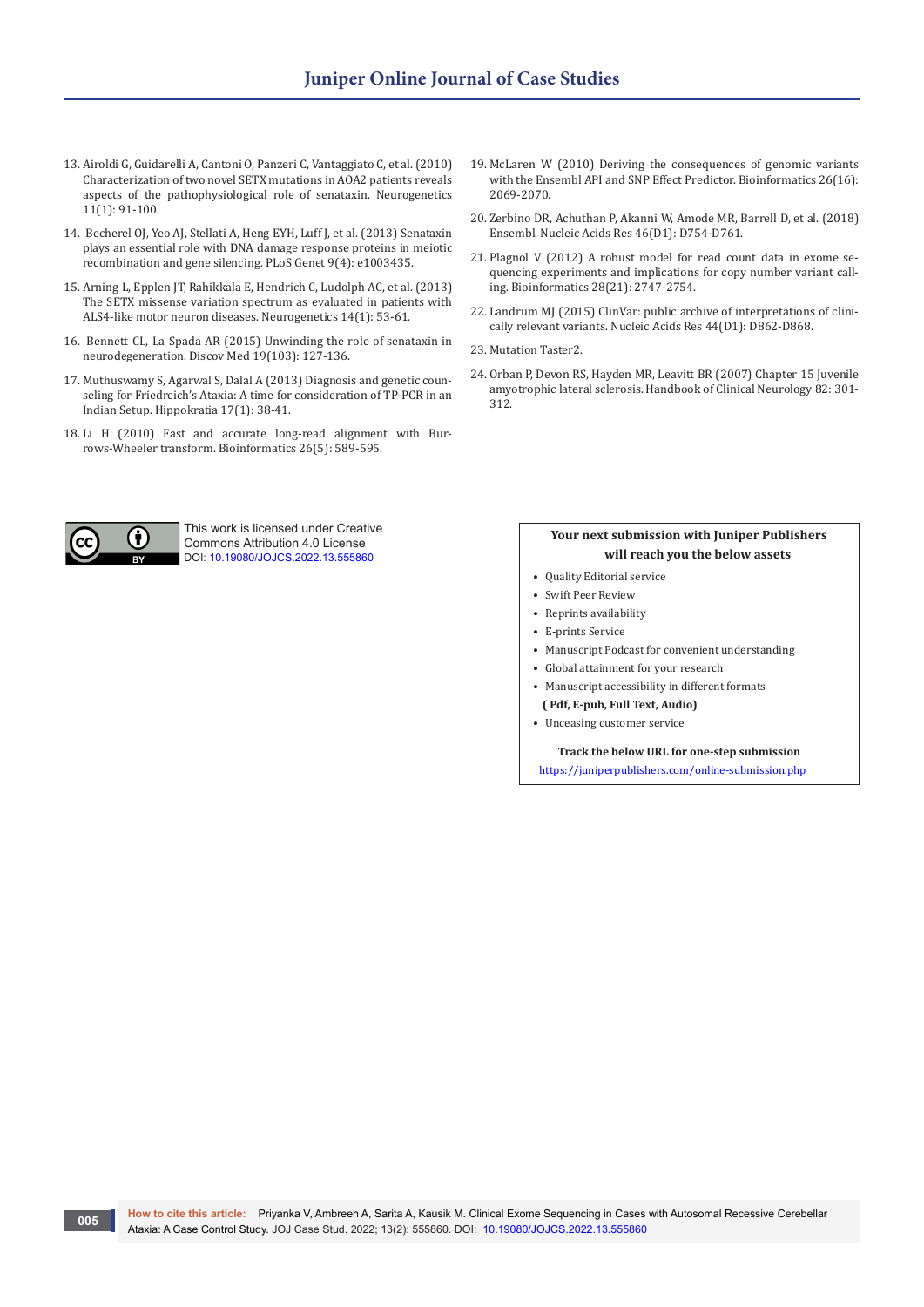13. Airoldi G, Guidarelli A, Cantoni O, Panzeri C, Vantaggiato C, et al. (2010) Characterization of two novel SETX mutations in AOA2 patients reveals aspects of the pathophysiological role of senataxin. Neurogenetics 11(1): 91-100.
14. Becherel OJ, Yeo AJ, Stellati A, Heng EYH, Luff J, et al. (2013) Senataxin plays an essential role with DNA damage response proteins in meiotic recombination and gene silencing. PLoS Genet 9(4): e1003435.
15. Arning L, Epplen JT, Rahikkala E, Hendrich C, Ludolph AC, et al. (2013) The SETX missense variation spectrum as evaluated in patients with ALS4-like motor neuron diseases. Neurogenetics 14(1): 53-61.
16. Bennett CL, La Spada AR (2015) Unwinding the role of senataxin in neurodegeneration. Discov Med 19(103): 127-136.
17. Muthuswamy S, Agarwal S, Dalal A (2013) Diagnosis and genetic counseling for Friedreich's Ataxia: A time for consideration of TP-PCR in an Indian Setup. Hippokratia 17(1): 38-41.
18. Li H (2010) Fast and accurate long-read alignment with Burrows-Wheeler transform. Bioinformatics 26(5): 589-595.
19. McLaren W (2010) Deriving the consequences of genomic variants with the Ensembl API and SNP Effect Predictor. Bioinformatics 26(16): 2069-2070.
20. Zerbino DR, Achuthan P, Akanni W, Amode MR, Barrell D, et al. (2018) Ensembl. Nucleic Acids Res 46(D1): D754-D761.
21. Plagnol V (2012) A robust model for read count data in exome sequencing experiments and implications for copy number variant calling. Bioinformatics 28(21): 2747-2754.
22. Landrum MJ (2015) ClinVar: public archive of interpretations of clinically relevant variants. Nucleic Acids Res 44(D1): D862-D868.
23. Mutation Taster2.
24. Orban P, Devon RS, Hayden MR, Leavitt BR (2007) Chapter 15 Juvenile amyotrophic lateral sclerosis. Handbook of Clinical Neurology 82: 301-312.

This work is licensed under Creative Commons Attribution 4.0 License
DOI: 10.19080/JOJCS.2022.13.555860

**Your next submission with Juniper Publishers will reach you the below assets**

- Quality Editorial service
- Swift Peer Review
- Reprints availability
- E-prints Service
- Manuscript Podcast for convenient understanding
- Global attainment for your research
- Manuscript accessibility in different formats
  **( Pdf, E-pub, Full Text, Audio)**
- Unceasing customer service

**Track the below URL for one-step submission**
https://juniperpublishers.com/online-submission.php

**How to cite this article:** Priyanka V, Ambreen A, Sarita A, Kausik M. Clinical Exome Sequencing in Cases with Autosomal Recessive Cerebellar Ataxia: A Case Control Study. JOJ Case Stud. 2022; 13(2): 555860. DOI: 10.19080/JOJCS.2022.13.555860